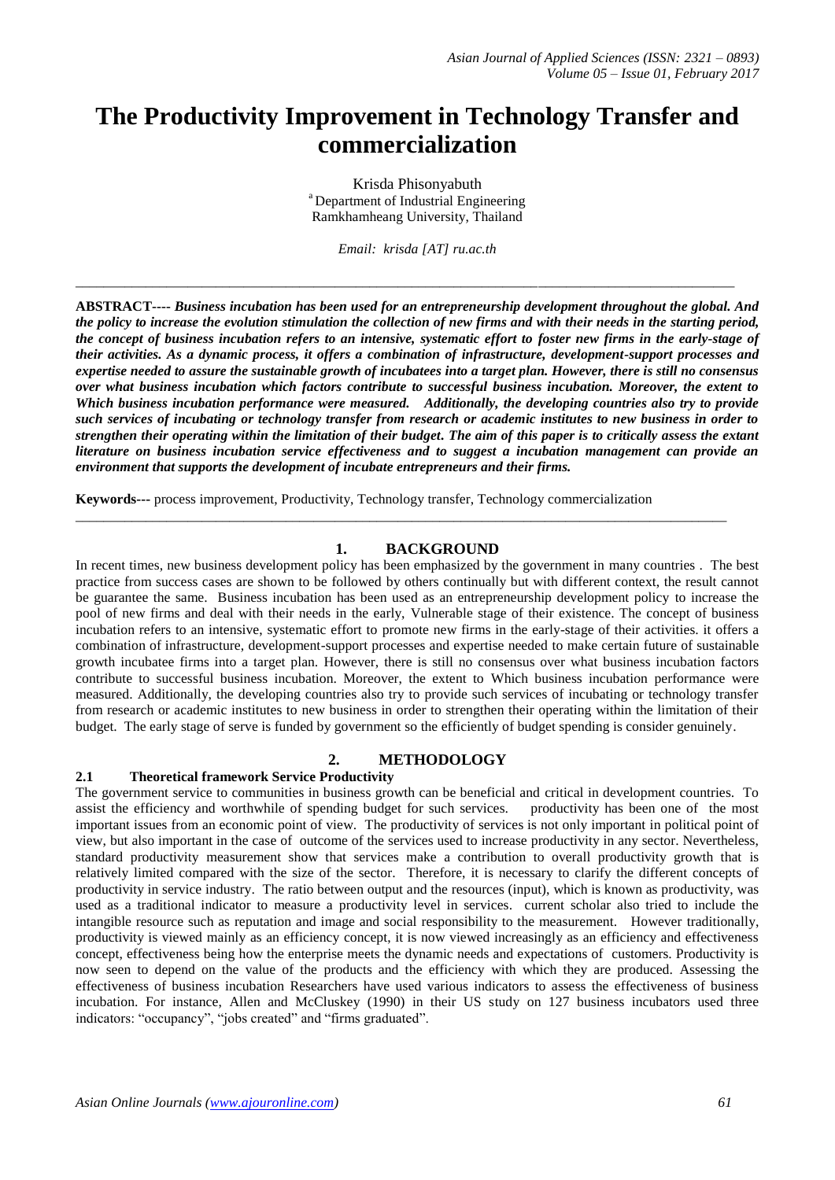# The Productivity Improvement in Technology Transfer and commercialization

Krisda Phisonyabuth
[a] Department of Industrial Engineering
Ramkhamheang University, Thailand

*Email: krisda [AT] ru.ac.th*

---

**ABSTRACT----** ***Business incubation has been used for an entrepreneurship development throughout the global. And the policy to increase the evolution stimulation the collection of new firms and with their needs in the starting period, the concept of business incubation refers to an intensive, systematic effort to foster new firms in the early-stage of their activities. As a dynamic process, it offers a combination of infrastructure, development-support processes and expertise needed to assure the sustainable growth of incubatees into a target plan. However, there is still no consensus over what business incubation which factors contribute to successful business incubation. Moreover, the extent to Which business incubation performance were measured. Additionally, the developing countries also try to provide such services of incubating or technology transfer from research or academic institutes to new business in order to strengthen their operating within the limitation of their budget. The aim of this paper is to critically assess the extant literature on business incubation service effectiveness and to suggest a incubation management can provide an environment that supports the development of incubate entrepreneurs and their firms.***

**Keywords---** process improvement, Productivity, Technology transfer, Technology commercialization

---

## 1. BACKGROUND

In recent times, new business development policy has been emphasized by the government in many countries . The best practice from success cases are shown to be followed by others continually but with different context, the result cannot be guarantee the same. Business incubation has been used as an entrepreneurship development policy to increase the pool of new firms and deal with their needs in the early, Vulnerable stage of their existence. The concept of business incubation refers to an intensive, systematic effort to promote new firms in the early-stage of their activities. it offers a combination of infrastructure, development-support processes and expertise needed to make certain future of sustainable growth incubatee firms into a target plan. However, there is still no consensus over what business incubation factors contribute to successful business incubation. Moreover, the extent to Which business incubation performance were measured. Additionally, the developing countries also try to provide such services of incubating or technology transfer from research or academic institutes to new business in order to strengthen their operating within the limitation of their budget. The early stage of serve is funded by government so the efficiently of budget spending is consider genuinely.

## 2. METHODOLOGY

### 2.1 Theoretical framework Service Productivity

The government service to communities in business growth can be beneficial and critical in development countries. To assist the efficiency and worthwhile of spending budget for such services. productivity has been one of the most important issues from an economic point of view. The productivity of services is not only important in political point of view, but also important in the case of outcome of the services used to increase productivity in any sector. Nevertheless, standard productivity measurement show that services make a contribution to overall productivity growth that is relatively limited compared with the size of the sector. Therefore, it is necessary to clarify the different concepts of productivity in service industry. The ratio between output and the resources (input), which is known as productivity, was used as a traditional indicator to measure a productivity level in services. current scholar also tried to include the intangible resource such as reputation and image and social responsibility to the measurement. However traditionally, productivity is viewed mainly as an efficiency concept, it is now viewed increasingly as an efficiency and effectiveness concept, effectiveness being how the enterprise meets the dynamic needs and expectations of customers. Productivity is now seen to depend on the value of the products and the efficiency with which they are produced. Assessing the effectiveness of business incubation Researchers have used various indicators to assess the effectiveness of business incubation. For instance, Allen and McCluskey (1990) in their US study on 127 business incubators used three indicators: "occupancy", "jobs created" and "firms graduated".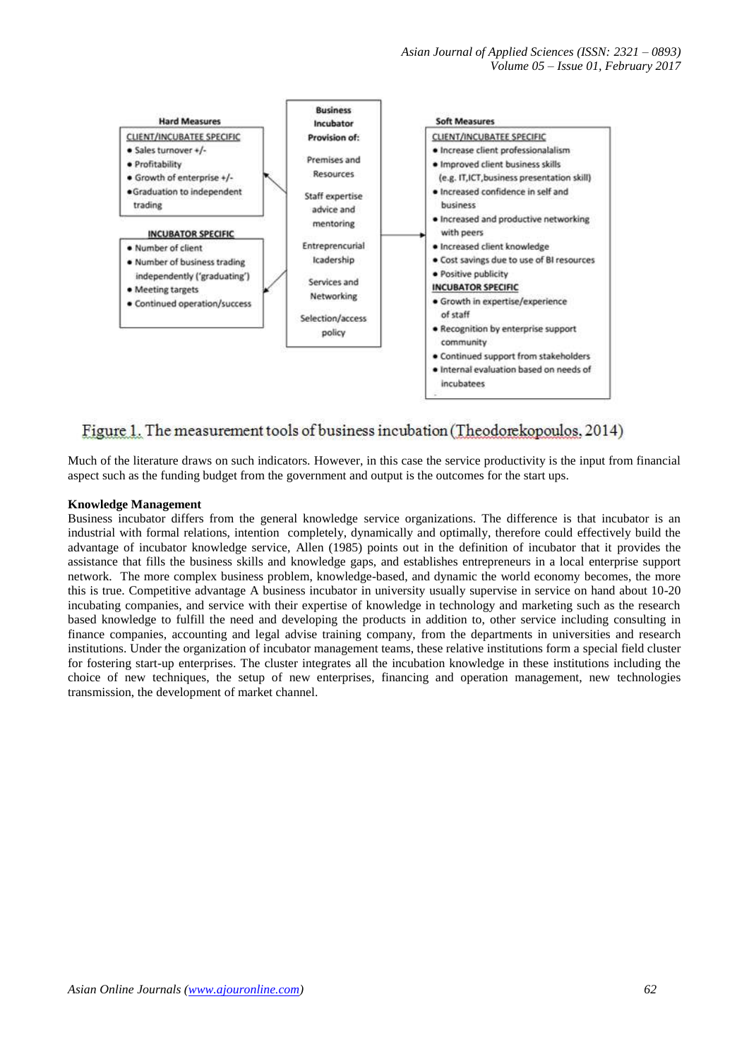| Hard Measures | Business Incubator Provision of: | Soft Measures |
|---|---|---|
| CLIENT/INCUBATEE SPECIFIC<br>• Sales turnover +/-<br>• Profitability<br>• Growth of enterprise +/-<br>• Graduation to independent trading | Premises and Resources<br><br>Staff expertise advice and mentoring<br><br>Entreprencurial leadership<br><br>Services and Networking<br><br>Selection/access policy | CLIENT/INCUBATEE SPECIFIC<br>• Increase client professionalalism<br>• Improved client business skills (e.g. IT,ICT,business presentation skill)<br>• Increased confidence in self and business<br>• Increased and productive networking with peers<br>• Increased client knowledge<br>• Cost savings due to use of BI resources<br>• Positive publicity |
| INCUBATOR SPECIFIC<br>• Number of client<br>• Number of business trading independently ('graduating')<br>• Meeting targets<br>• Continued operation/success | | INCUBATOR SPECIFIC<br>• Growth in expertise/experience of staff<br>• Recognition by enterprise support community<br>• Continued support from stakeholders<br>• Internal evaluation based on needs of incubatees |

Figure 1. The measurement tools of business incubation (Theodorekopoulos, 2014)

Much of the literature draws on such indicators. However, in this case the service productivity is the input from financial aspect such as the funding budget from the government and output is the outcomes for the start ups.

**Knowledge Management**

Business incubator differs from the general knowledge service organizations. The difference is that incubator is an industrial with formal relations, intention completely, dynamically and optimally, therefore could effectively build the advantage of incubator knowledge service, Allen (1985) points out in the definition of incubator that it provides the assistance that fills the business skills and knowledge gaps, and establishes entrepreneurs in a local enterprise support network. The more complex business problem, knowledge-based, and dynamic the world economy becomes, the more this is true. Competitive advantage A business incubator in university usually supervise in service on hand about 10-20 incubating companies, and service with their expertise of knowledge in technology and marketing such as the research based knowledge to fulfill the need and developing the products in addition to, other service including consulting in finance companies, accounting and legal advise training company, from the departments in universities and research institutions. Under the organization of incubator management teams, these relative institutions form a special field cluster for fostering start-up enterprises. The cluster integrates all the incubation knowledge in these institutions including the choice of new techniques, the setup of new enterprises, financing and operation management, new technologies transmission, the development of market channel.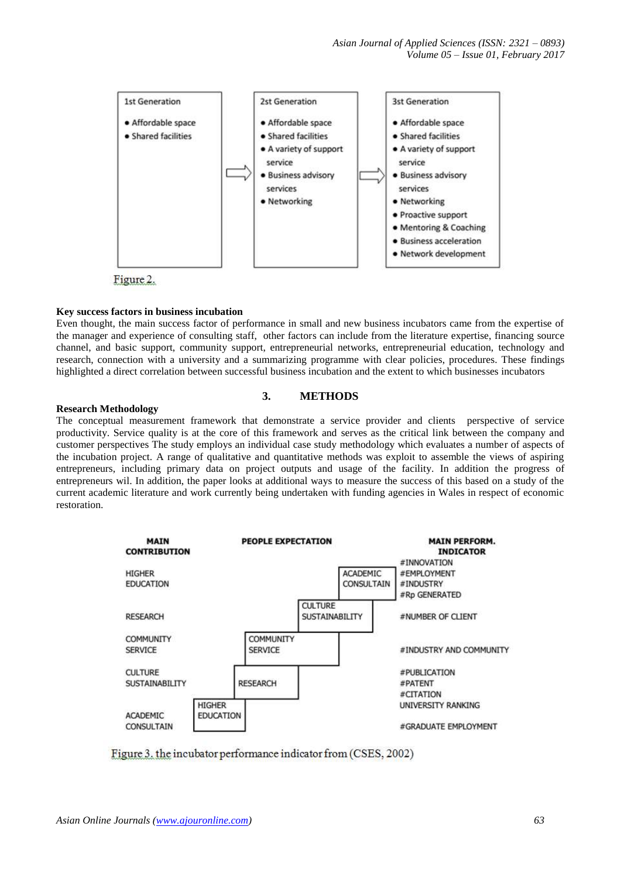| 1st Generation | 2st Generation | 3st Generation |
| --- | --- | --- |
| • Affordable space<br>• Shared facilities | • Affordable space<br>• Shared facilities<br>• A variety of support service<br>• Business advisory services<br>• Networking | • Affordable space<br>• Shared facilities<br>• A variety of support service<br>• Business advisory services<br>• Networking<br>• Proactive support<br>• Mentoring & Coaching<br>• Business acceleration<br>• Network development |

Figure 2.

**Key success factors in business incubation**

Even thought, the main success factor of performance in small and new business incubators came from the expertise of the manager and experience of consulting staff, other factors can include from the literature expertise, financing source channel, and basic support, community support, entrepreneurial networks, entrepreneurial education, technology and research, connection with a university and a summarizing programme with clear policies, procedures. These findings highlighted a direct correlation between successful business incubation and the extent to which businesses incubators

## 3. METHODS

**Research Methodology**

The conceptual measurement framework that demonstrate a service provider and clients perspective of service productivity. Service quality is at the core of this framework and serves as the critical link between the company and customer perspectives The study employs an individual case study methodology which evaluates a number of aspects of the incubation project. A range of qualitative and quantitative methods was exploit to assemble the views of aspiring entrepreneurs, including primary data on project outputs and usage of the facility. In addition the progress of entrepreneurs wil. In addition, the paper looks at additional ways to measure the success of this based on a study of the current academic literature and work currently being undertaken with funding agencies in Wales in respect of economic restoration.

| MAIN CONTRIBUTION | PEOPLE EXPECTATION | MAIN PERFORM. INDICATOR |
| --- | --- | --- |
| HIGHER EDUCATION | ACADEMIC CONSULTAIN | #INNOVATION<br>#EMPLOYMENT<br>#INDUSTRY<br>#Rp GENERATED |
| RESEARCH | CULTURE SUSTAINABILITY | #NUMBER OF CLIENT |
| COMMUNITY SERVICE | COMMUNITY SERVICE | #INDUSTRY AND COMMUNITY |
| CULTURE SUSTAINABILITY | RESEARCH | #PUBLICATION<br>#PATENT<br>#CITATION<br>UNIVERSITY RANKING |
| ACADEMIC CONSULTAIN | HIGHER EDUCATION | #GRADUATE EMPLOYMENT |

Figure 3. the incubator performance indicator from (CSES, 2002)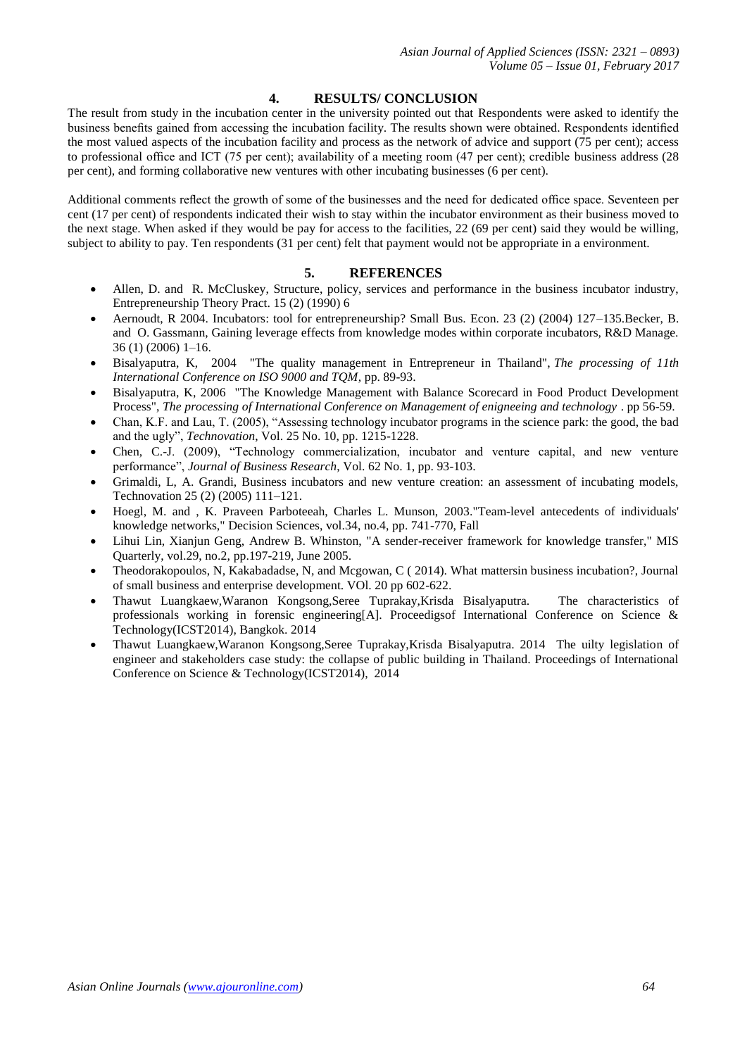## 4. RESULTS/ CONCLUSION

The result from study in the incubation center in the university pointed out that Respondents were asked to identify the business benefits gained from accessing the incubation facility. The results shown were obtained. Respondents identified the most valued aspects of the incubation facility and process as the network of advice and support (75 per cent); access to professional office and ICT (75 per cent); availability of a meeting room (47 per cent); credible business address (28 per cent), and forming collaborative new ventures with other incubating businesses (6 per cent).

Additional comments reflect the growth of some of the businesses and the need for dedicated office space. Seventeen per cent (17 per cent) of respondents indicated their wish to stay within the incubator environment as their business moved to the next stage. When asked if they would be pay for access to the facilities, 22 (69 per cent) said they would be willing, subject to ability to pay. Ten respondents (31 per cent) felt that payment would not be appropriate in a environment.

## 5. REFERENCES

- Allen, D. and R. McCluskey, Structure, policy, services and performance in the business incubator industry, Entrepreneurship Theory Pract. 15 (2) (1990) 6
- Aernoudt, R 2004. Incubators: tool for entrepreneurship? Small Bus. Econ. 23 (2) (2004) 127–135.Becker, B. and O. Gassmann, Gaining leverage effects from knowledge modes within corporate incubators, R&D Manage. 36 (1) (2006) 1–16.
- Bisalyaputra, K, 2004 "The quality management in Entrepreneur in Thailand", *The processing of 11th International Conference on ISO 9000 and TQM*, pp. 89-93.
- Bisalyaputra, K, 2006 "The Knowledge Management with Balance Scorecard in Food Product Development Process", *The processing of International Conference on Management of enigneeing and technology* . pp 56-59.
- Chan, K.F. and Lau, T. (2005), "Assessing technology incubator programs in the science park: the good, the bad and the ugly", *Technovation*, Vol. 25 No. 10, pp. 1215-1228.
- Chen, C.-J. (2009), "Technology commercialization, incubator and venture capital, and new venture performance", *Journal of Business Research*, Vol. 62 No. 1, pp. 93-103.
- Grimaldi, L, A. Grandi, Business incubators and new venture creation: an assessment of incubating models, Technovation 25 (2) (2005) 111–121.
- Hoegl, M. and , K. Praveen Parboteeah, Charles L. Munson, 2003."Team-level antecedents of individuals' knowledge networks," Decision Sciences, vol.34, no.4, pp. 741-770, Fall
- Lihui Lin, Xianjun Geng, Andrew B. Whinston, "A sender-receiver framework for knowledge transfer," MIS Quarterly, vol.29, no.2, pp.197-219, June 2005.
- Theodorakopoulos, N, Kakabadadse, N, and Mcgowan, C ( 2014). What mattersin business incubation?, Journal of small business and enterprise development. VOl. 20 pp 602-622.
- Thawut Luangkaew,Waranon Kongsong,Seree Tuprakay,Krisda Bisalyaputra. The characteristics of professionals working in forensic engineering[A]. Proceedigsof International Conference on Science & Technology(ICST2014), Bangkok. 2014
- Thawut Luangkaew,Waranon Kongsong,Seree Tuprakay,Krisda Bisalyaputra. 2014 The uilty legislation of engineer and stakeholders case study: the collapse of public building in Thailand. Proceedings of International Conference on Science & Technology(ICST2014), 2014